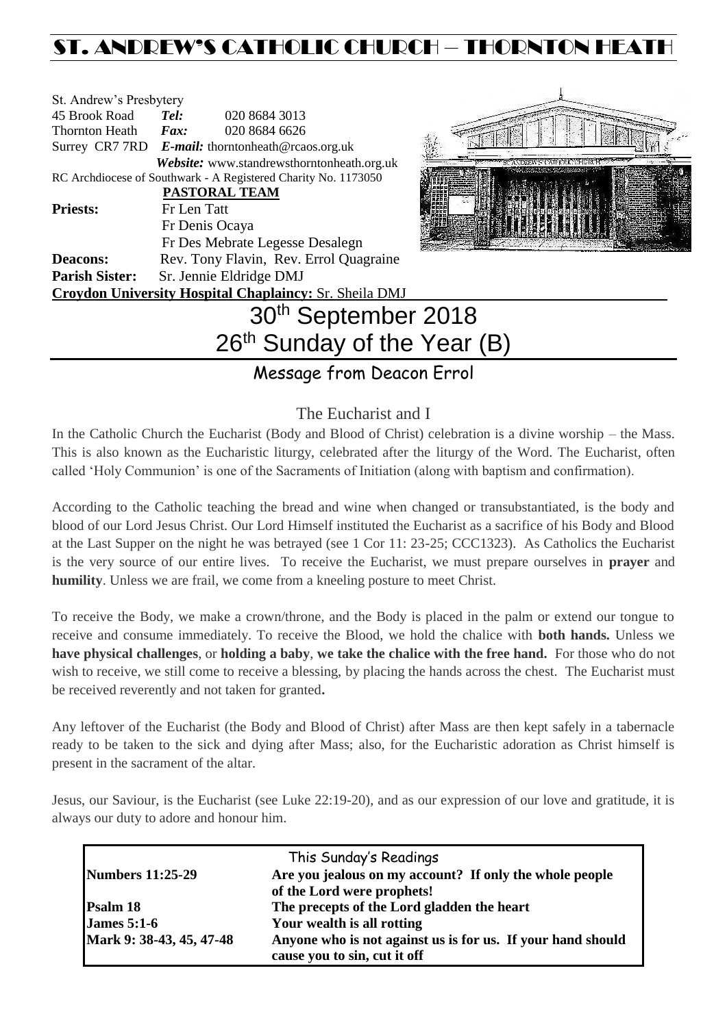# ST. ANDREW'S CATHOLIC CHURCH – THORNTON HEATH

St. Andrew's Presbytery
45 Brook Road *Tel:* 020 8684 3013
Thornton Heath *Fax:* 020 8684 6626
Surrey CR7 7RD *E-mail:* thorntonheath@rcaos.org.uk
*Website:* www.standrewsthorntonheath.org.uk
RC Archdiocese of Southwark - A Registered Charity No. 1173050

**PASTORAL TEAM**

**Priests:** Fr Len Tatt
Fr Denis Ocaya
Fr Des Mebrate Legesse Desalegn
**Deacons:** Rev. Tony Flavin, Rev. Errol Quagraine
**Parish Sister:** Sr. Jennie Eldridge DMJ
**Croydon University Hospital Chaplaincy:** Sr. Sheila DMJ

# 30th September 2018
# 26th Sunday of the Year (B)

## Message from Deacon Errol

### The Eucharist and I

In the Catholic Church the Eucharist (Body and Blood of Christ) celebration is a divine worship – the Mass. This is also known as the Eucharistic liturgy, celebrated after the liturgy of the Word. The Eucharist, often called 'Holy Communion' is one of the Sacraments of Initiation (along with baptism and confirmation).

According to the Catholic teaching the bread and wine when changed or transubstantiated, is the body and blood of our Lord Jesus Christ. Our Lord Himself instituted the Eucharist as a sacrifice of his Body and Blood at the Last Supper on the night he was betrayed (see 1 Cor 11: 23-25; CCC1323). As Catholics the Eucharist is the very source of our entire lives. To receive the Eucharist, we must prepare ourselves in **prayer** and **humility**. Unless we are frail, we come from a kneeling posture to meet Christ.

To receive the Body, we make a crown/throne, and the Body is placed in the palm or extend our tongue to receive and consume immediately. To receive the Blood, we hold the chalice with **both hands.** Unless we **have physical challenges**, or **holding a baby**, **we take the chalice with the free hand.** For those who do not wish to receive, we still come to receive a blessing, by placing the hands across the chest. The Eucharist must be received reverently and not taken for granted**.**

Any leftover of the Eucharist (the Body and Blood of Christ) after Mass are then kept safely in a tabernacle ready to be taken to the sick and dying after Mass; also, for the Eucharistic adoration as Christ himself is present in the sacrament of the altar.

Jesus, our Saviour, is the Eucharist (see Luke 22:19-20), and as our expression of our love and gratitude, it is always our duty to adore and honour him.

| This Sunday's Readings | |
|---|---|
| **Numbers 11:25-29** | **Are you jealous on my account? If only the whole people of the Lord were prophets!** |
| **Psalm 18** | **The precepts of the Lord gladden the heart** |
| **James 5:1-6** | **Your wealth is all rotting** |
| **Mark 9: 38-43, 45, 47-48** | **Anyone who is not against us is for us. If your hand should cause you to sin, cut it off** |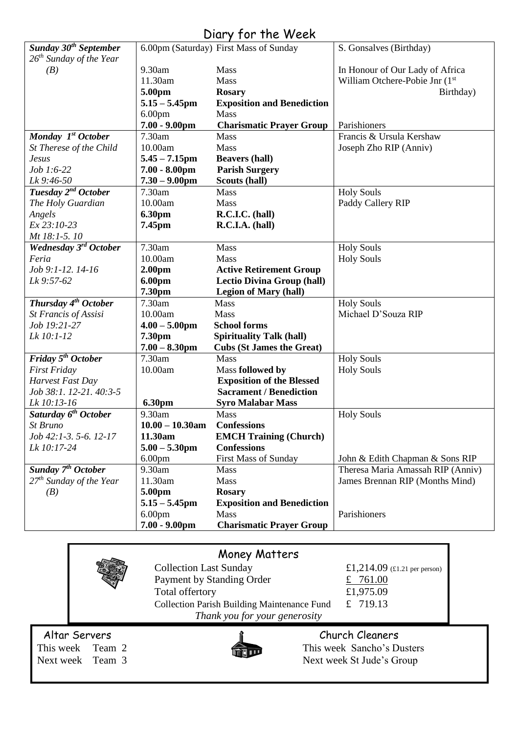# Diary for the Week

| Day | Time | Event | Intention |
|---|---|---|---|
| ***Sunday 30th September*** *26th Sunday of the Year (B)* | 6.00pm (Saturday) | First Mass of Sunday | S. Gonsalves (Birthday) |
| | 9.30am | Mass | In Honour of Our Lady of Africa |
| | 11.30am | Mass | William Otchere-Pobie Jnr (1st Birthday) |
| | **5.00pm** | **Rosary** | |
| | **5.15 – 5.45pm** | **Exposition and Benediction** | |
| | 6.00pm | Mass | |
| | **7.00 - 9.00pm** | **Charismatic Prayer Group** | Parishioners |
| ***Monday 1st October*** *St Therese of the Child Jesus* *Job 1:6-22* *Lk 9:46-50* | 7.30am | Mass | Francis & Ursula Kershaw |
| | 10.00am | Mass | Joseph Zho RIP (Anniv) |
| | **5.45 – 7.15pm** | **Beavers (hall)** | |
| | **7.00 - 8.00pm** | **Parish Surgery** | |
| | **7.30 – 9.00pm** | **Scouts (hall)** | |
| ***Tuesday 2nd October*** *The Holy Guardian Angels* *Ex 23:10-23* *Mt 18:1-5. 10* | 7.30am | Mass | Holy Souls |
| | 10.00am | Mass | Paddy Callery RIP |
| | **6.30pm** | **R.C.I.C. (hall)** | |
| | **7.45pm** | **R.C.I.A. (hall)** | |
| ***Wednesday 3rd October*** *Feria* *Job 9:1-12. 14-16* *Lk 9:57-62* | 7.30am | Mass | Holy Souls |
| | 10.00am | Mass | Holy Souls |
| | **2.00pm** | **Active Retirement Group** | |
| | **6.00pm** | **Lectio Divina Group (hall)** | |
| | **7.30pm** | **Legion of Mary (hall)** | |
| ***Thursday 4th October*** *St Francis of Assisi* *Job 19:21-27* *Lk 10:1-12* | 7.30am | Mass | Holy Souls |
| | 10.00am | Mass | Michael D'Souza RIP |
| | **4.00 – 5.00pm** | **School forms** | |
| | **7.30pm** | **Spirituality Talk (hall)** | |
| | **7.00 – 8.30pm** | **Cubs (St James the Great)** | |
| ***Friday 5th October*** *First Friday* *Harvest Fast Day* *Job 38:1. 12-21. 40:3-5* *Lk 10:13-16* | 7.30am | Mass | Holy Souls |
| | 10.00am | Mass **followed by Exposition of the Blessed Sacrament / Benediction** | Holy Souls |
| | **6.30pm** | **Syro Malabar Mass** | |
| ***Saturday 6th October*** *St Bruno* *Job 42:1-3. 5-6. 12-17* *Lk 10:17-24* | 9.30am | Mass | Holy Souls |
| | **10.00 – 10.30am** | **Confessions** | |
| | **11.30am** | **EMCH Training (Church)** | |
| | **5.00 – 5.30pm** | **Confessions** | |
| | 6.00pm | First Mass of Sunday | John & Edith Chapman & Sons RIP |
| ***Sunday 7th October*** *27th Sunday of the Year (B)* | 9.30am | Mass | Theresa Maria Amassah RIP (Anniv) |
| | 11.30am | Mass | James Brennan RIP (Months Mind) |
| | **5.00pm** | **Rosary** | |
| | **5.15 – 5.45pm** | **Exposition and Benediction** | |
| | 6.00pm | Mass | Parishioners |
| | **7.00 - 9.00pm** | **Charismatic Prayer Group** | |

## Money Matters

| | |
|---|---|
| Collection Last Sunday | £1,214.09 (£1.21 per person) |
| Payment by Standing Order | £ 761.00 |
| Total offertory | £1,975.09 |
| Collection Parish Building Maintenance Fund | £ 719.13 |

*Thank you for your generosity*

## Altar Servers

This week Team 2
Next week Team 3

## Church Cleaners

This week Sancho's Dusters
Next week St Jude's Group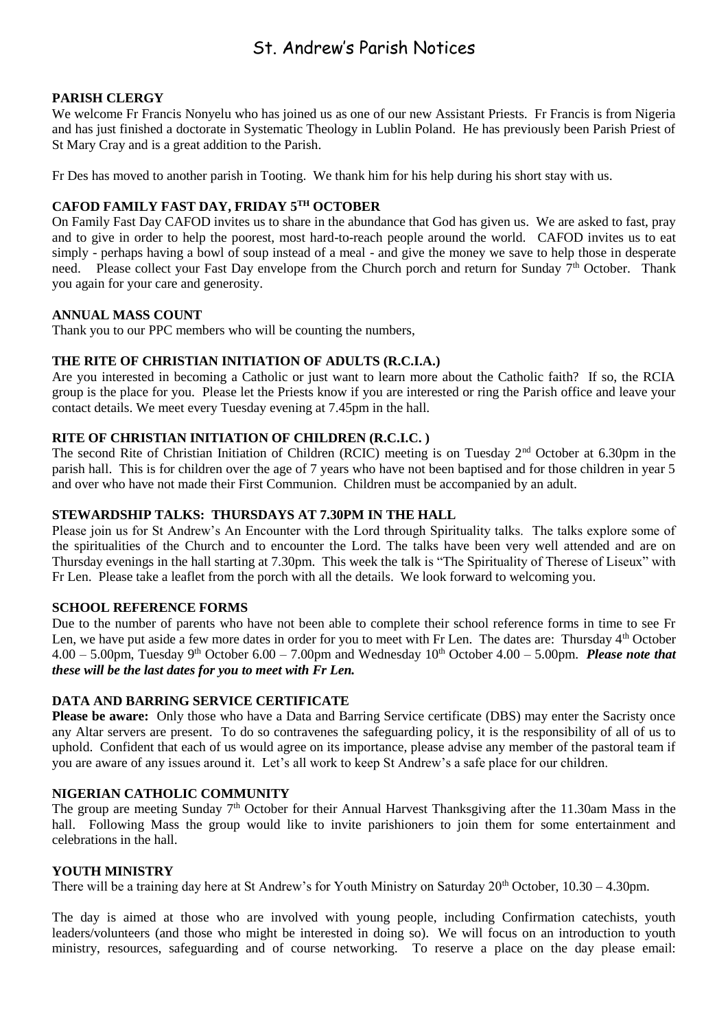# St. Andrew's Parish Notices

## PARISH CLERGY

We welcome Fr Francis Nonyelu who has joined us as one of our new Assistant Priests. Fr Francis is from Nigeria and has just finished a doctorate in Systematic Theology in Lublin Poland. He has previously been Parish Priest of St Mary Cray and is a great addition to the Parish.

Fr Des has moved to another parish in Tooting. We thank him for his help during his short stay with us.

## CAFOD FAMILY FAST DAY, FRIDAY 5TH OCTOBER

On Family Fast Day CAFOD invites us to share in the abundance that God has given us. We are asked to fast, pray and to give in order to help the poorest, most hard-to-reach people around the world. CAFOD invites us to eat simply - perhaps having a bowl of soup instead of a meal - and give the money we save to help those in desperate need. Please collect your Fast Day envelope from the Church porch and return for Sunday 7th October. Thank you again for your care and generosity.

## ANNUAL MASS COUNT

Thank you to our PPC members who will be counting the numbers,

## THE RITE OF CHRISTIAN INITIATION OF ADULTS (R.C.I.A.)

Are you interested in becoming a Catholic or just want to learn more about the Catholic faith? If so, the RCIA group is the place for you. Please let the Priests know if you are interested or ring the Parish office and leave your contact details. We meet every Tuesday evening at 7.45pm in the hall.

## RITE OF CHRISTIAN INITIATION OF CHILDREN (R.C.I.C. )

The second Rite of Christian Initiation of Children (RCIC) meeting is on Tuesday 2nd October at 6.30pm in the parish hall. This is for children over the age of 7 years who have not been baptised and for those children in year 5 and over who have not made their First Communion. Children must be accompanied by an adult.

## STEWARDSHIP TALKS: THURSDAYS AT 7.30PM IN THE HALL

Please join us for St Andrew's An Encounter with the Lord through Spirituality talks. The talks explore some of the spiritualities of the Church and to encounter the Lord. The talks have been very well attended and are on Thursday evenings in the hall starting at 7.30pm. This week the talk is "The Spirituality of Therese of Liseux" with Fr Len. Please take a leaflet from the porch with all the details. We look forward to welcoming you.

## SCHOOL REFERENCE FORMS

Due to the number of parents who have not been able to complete their school reference forms in time to see Fr Len, we have put aside a few more dates in order for you to meet with Fr Len. The dates are: Thursday 4th October 4.00 – 5.00pm, Tuesday 9th October 6.00 – 7.00pm and Wednesday 10th October 4.00 – 5.00pm. ***Please note that these will be the last dates for you to meet with Fr Len.***

## DATA AND BARRING SERVICE CERTIFICATE

**Please be aware:** Only those who have a Data and Barring Service certificate (DBS) may enter the Sacristy once any Altar servers are present. To do so contravenes the safeguarding policy, it is the responsibility of all of us to uphold. Confident that each of us would agree on its importance, please advise any member of the pastoral team if you are aware of any issues around it. Let's all work to keep St Andrew's a safe place for our children.

## NIGERIAN CATHOLIC COMMUNITY

The group are meeting Sunday 7th October for their Annual Harvest Thanksgiving after the 11.30am Mass in the hall. Following Mass the group would like to invite parishioners to join them for some entertainment and celebrations in the hall.

## YOUTH MINISTRY

There will be a training day here at St Andrew's for Youth Ministry on Saturday 20th October, 10.30 – 4.30pm.

The day is aimed at those who are involved with young people, including Confirmation catechists, youth leaders/volunteers (and those who might be interested in doing so). We will focus on an introduction to youth ministry, resources, safeguarding and of course networking. To reserve a place on the day please email: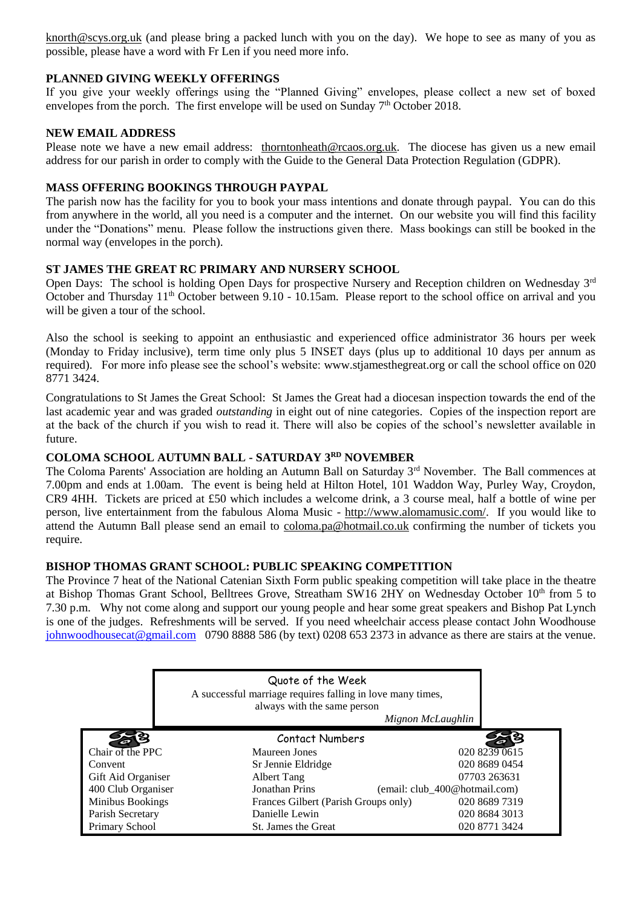knorth@scys.org.uk (and please bring a packed lunch with you on the day). We hope to see as many of you as possible, please have a word with Fr Len if you need more info.

**PLANNED GIVING WEEKLY OFFERINGS**

If you give your weekly offerings using the "Planned Giving" envelopes, please collect a new set of boxed envelopes from the porch. The first envelope will be used on Sunday 7th October 2018.

**NEW EMAIL ADDRESS**

Please note we have a new email address: thorntonheath@rcaos.org.uk. The diocese has given us a new email address for our parish in order to comply with the Guide to the General Data Protection Regulation (GDPR).

**MASS OFFERING BOOKINGS THROUGH PAYPAL**

The parish now has the facility for you to book your mass intentions and donate through paypal. You can do this from anywhere in the world, all you need is a computer and the internet. On our website you will find this facility under the "Donations" menu. Please follow the instructions given there. Mass bookings can still be booked in the normal way (envelopes in the porch).

**ST JAMES THE GREAT RC PRIMARY AND NURSERY SCHOOL**

Open Days: The school is holding Open Days for prospective Nursery and Reception children on Wednesday 3rd October and Thursday 11th October between 9.10 - 10.15am. Please report to the school office on arrival and you will be given a tour of the school.

Also the school is seeking to appoint an enthusiastic and experienced office administrator 36 hours per week (Monday to Friday inclusive), term time only plus 5 INSET days (plus up to additional 10 days per annum as required). For more info please see the school's website: www.stjamesthegreat.org or call the school office on 020 8771 3424.

Congratulations to St James the Great School: St James the Great had a diocesan inspection towards the end of the last academic year and was graded *outstanding* in eight out of nine categories. Copies of the inspection report are at the back of the church if you wish to read it. There will also be copies of the school's newsletter available in future.

**COLOMA SCHOOL AUTUMN BALL - SATURDAY 3RD NOVEMBER**

The Coloma Parents' Association are holding an Autumn Ball on Saturday 3rd November. The Ball commences at 7.00pm and ends at 1.00am. The event is being held at Hilton Hotel, 101 Waddon Way, Purley Way, Croydon, CR9 4HH. Tickets are priced at £50 which includes a welcome drink, a 3 course meal, half a bottle of wine per person, live entertainment from the fabulous Aloma Music - http://www.alomamusic.com/. If you would like to attend the Autumn Ball please send an email to coloma.pa@hotmail.co.uk confirming the number of tickets you require.

**BISHOP THOMAS GRANT SCHOOL: PUBLIC SPEAKING COMPETITION**

The Province 7 heat of the National Catenian Sixth Form public speaking competition will take place in the theatre at Bishop Thomas Grant School, Belltrees Grove, Streatham SW16 2HY on Wednesday October 10th from 5 to 7.30 p.m. Why not come along and support our young people and hear some great speakers and Bishop Pat Lynch is one of the judges. Refreshments will be served. If you need wheelchair access please contact John Woodhouse johnwoodhousecat@gmail.com 0790 8888 586 (by text) 0208 653 2373 in advance as there are stairs at the venue.

Quote of the Week

A successful marriage requires falling in love many times, always with the same person

*Mignon McLaughlin*

Contact Numbers

| | | |
|---|---|---|
| Chair of the PPC | Maureen Jones | 020 8239 0615 |
| Convent | Sr Jennie Eldridge | 020 8689 0454 |
| Gift Aid Organiser | Albert Tang | 07703 263631 |
| 400 Club Organiser | Jonathan Prins | (email: club_400@hotmail.com) |
| Minibus Bookings | Frances Gilbert (Parish Groups only) | 020 8689 7319 |
| Parish Secretary | Danielle Lewin | 020 8684 3013 |
| Primary School | St. James the Great | 020 8771 3424 |